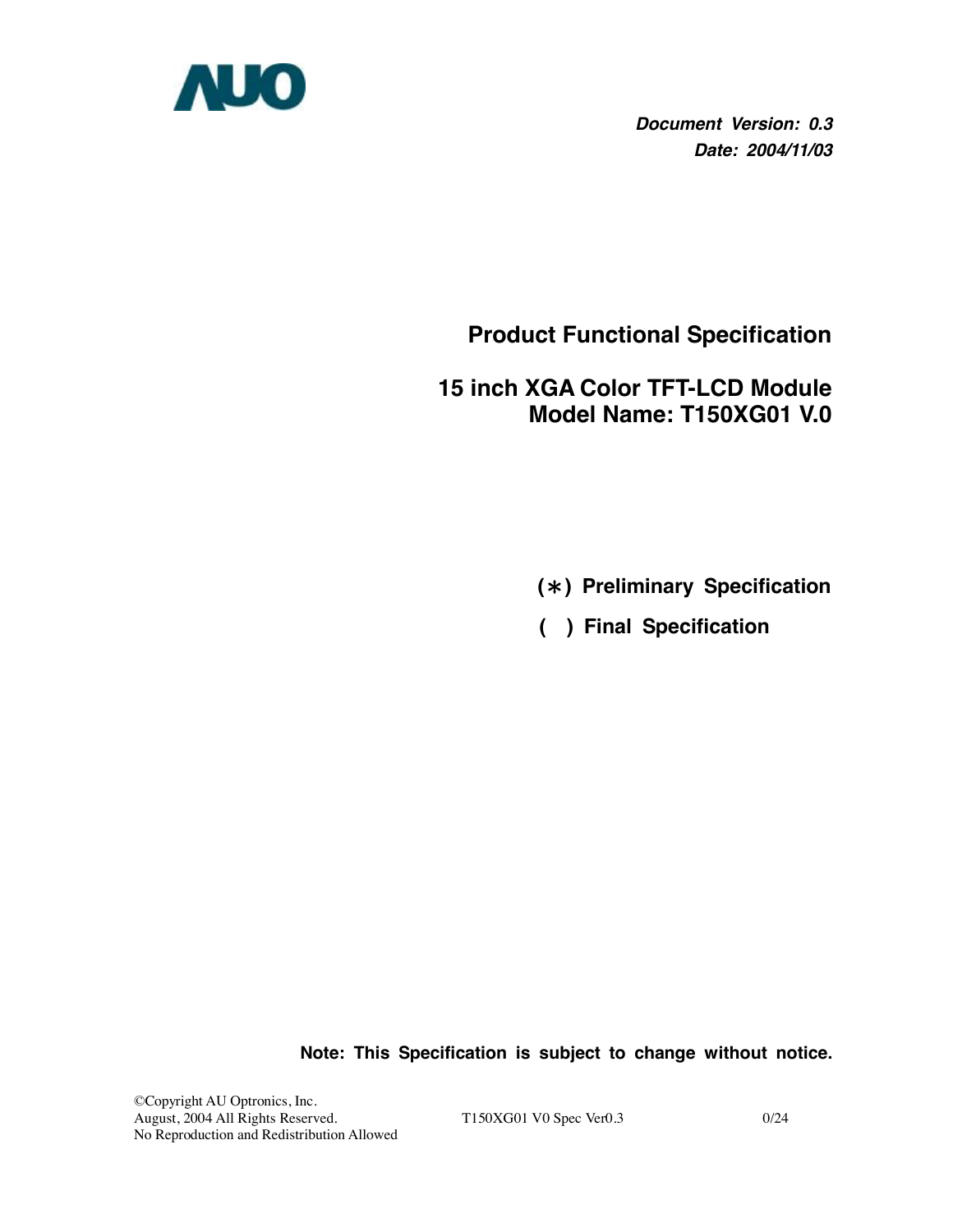AUO

***Document Version: 0.3***
***Date: 2004/11/03***

# Product Functional Specification

## 15 inch XGA Color TFT-LCD Module
## Model Name: T150XG01 V.0

**(*) Preliminary Specification**

**( ) Final Specification**

**Note: This Specification is subject to change without notice.**

©Copyright AU Optronics, Inc.
August, 2004 All Rights Reserved.
No Reproduction and Redistribution Allowed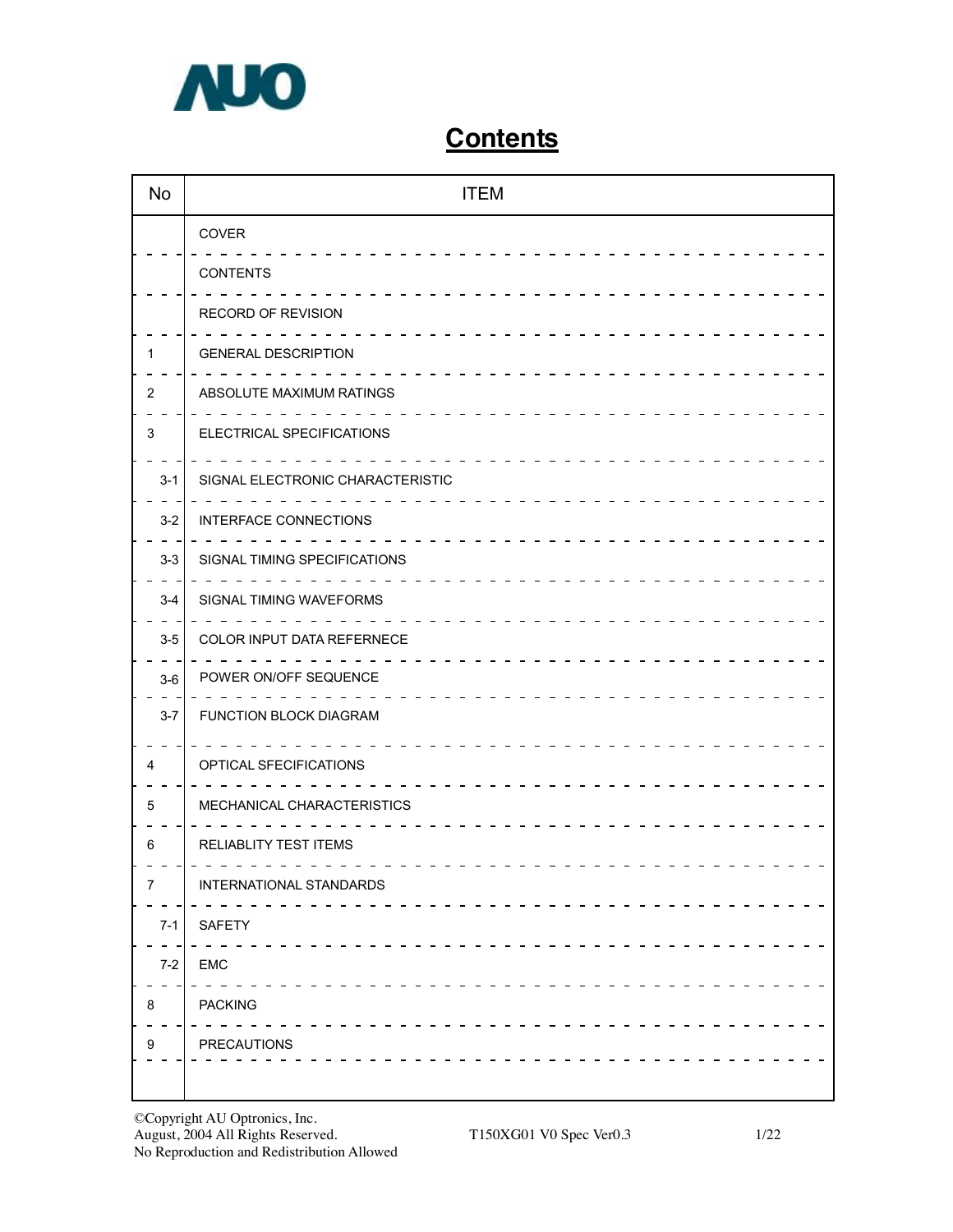# Contents

| No | ITEM |
|---|---|
| | COVER |
| | CONTENTS |
| | RECORD OF REVISION |
| 1 | GENERAL DESCRIPTION |
| 2 | ABSOLUTE MAXIMUM RATINGS |
| 3 | ELECTRICAL SPECIFICATIONS |
| 3-1 | SIGNAL ELECTRONIC CHARACTERISTIC |
| 3-2 | INTERFACE CONNECTIONS |
| 3-3 | SIGNAL TIMING SPECIFICATIONS |
| 3-4 | SIGNAL TIMING WAVEFORMS |
| 3-5 | COLOR INPUT DATA REFERNECE |
| 3-6 | POWER ON/OFF SEQUENCE |
| 3-7 | FUNCTION BLOCK DIAGRAM |
| 4 | OPTICAL SFECIFICATIONS |
| 5 | MECHANICAL CHARACTERISTICS |
| 6 | RELIABLITY TEST ITEMS |
| 7 | INTERNATIONAL STANDARDS |
| 7-1 | SAFETY |
| 7-2 | EMC |
| 8 | PACKING |
| 9 | PRECAUTIONS |
| | |

©Copyright AU Optronics, Inc.
August, 2004 All Rights Reserved.
No Reproduction and Redistribution Allowed

T150XG01 V0 Spec Ver0.3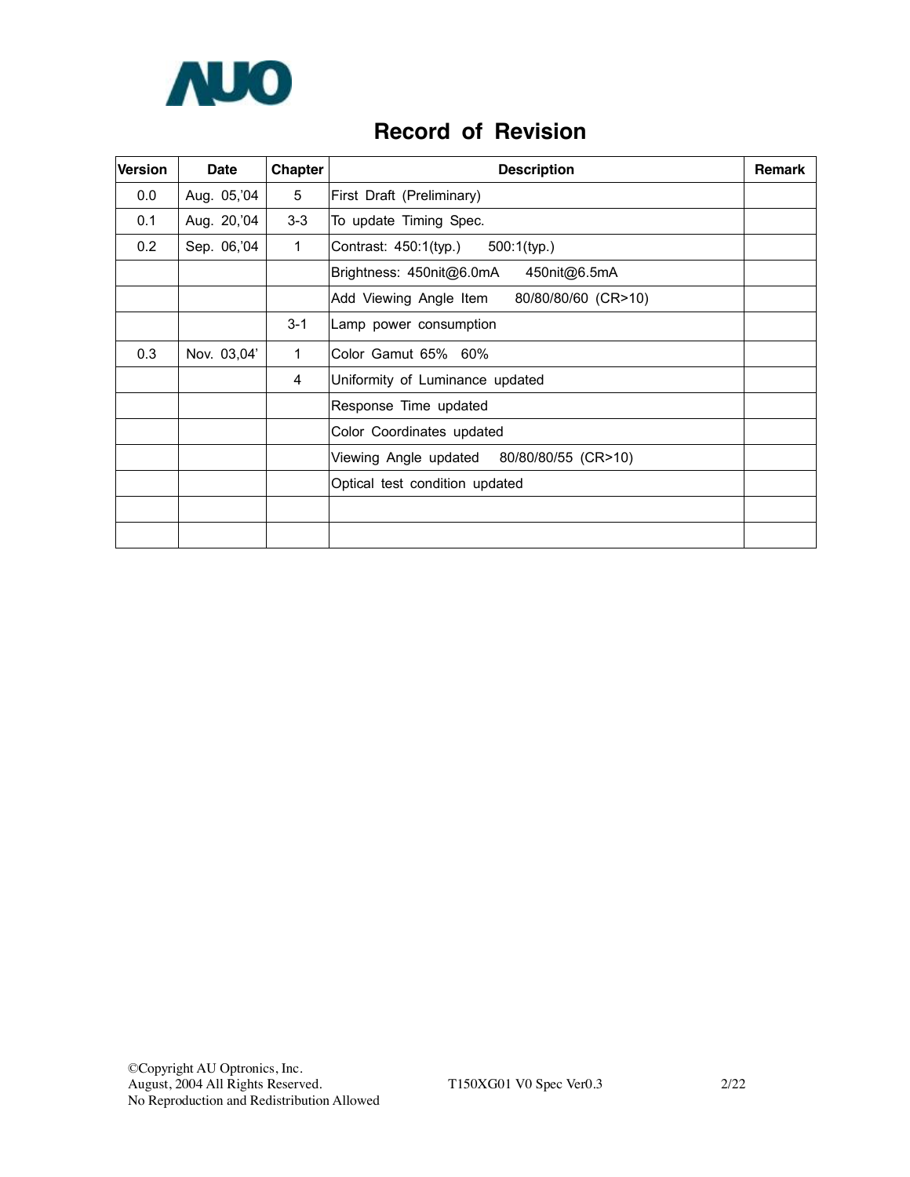# Record of Revision

| Version | Date | Chapter | Description | Remark |
|---|---|---|---|---|
| 0.0 | Aug. 05,'04 | 5 | First Draft (Preliminary) | |
| 0.1 | Aug. 20,'04 | 3-3 | To update Timing Spec. | |
| 0.2 | Sep. 06,'04 | 1 | Contrast: 450:1(typ.) 500:1(typ.) | |
| | | | Brightness: 450nit@6.0mA 450nit@6.5mA | |
| | | | Add Viewing Angle Item 80/80/80/60 (CR>10) | |
| | | 3-1 | Lamp power consumption | |
| 0.3 | Nov. 03,04' | 1 | Color Gamut 65% 60% | |
| | | 4 | Uniformity of Luminance updated | |
| | | | Response Time updated | |
| | | | Color Coordinates updated | |
| | | | Viewing Angle updated 80/80/80/55 (CR>10) | |
| | | | Optical test condition updated | |
| | | | | |
| | | | | |

©Copyright AU Optronics, Inc.
August, 2004 All Rights Reserved.
No Reproduction and Redistribution Allowed

T150XG01 V0 Spec Ver0.3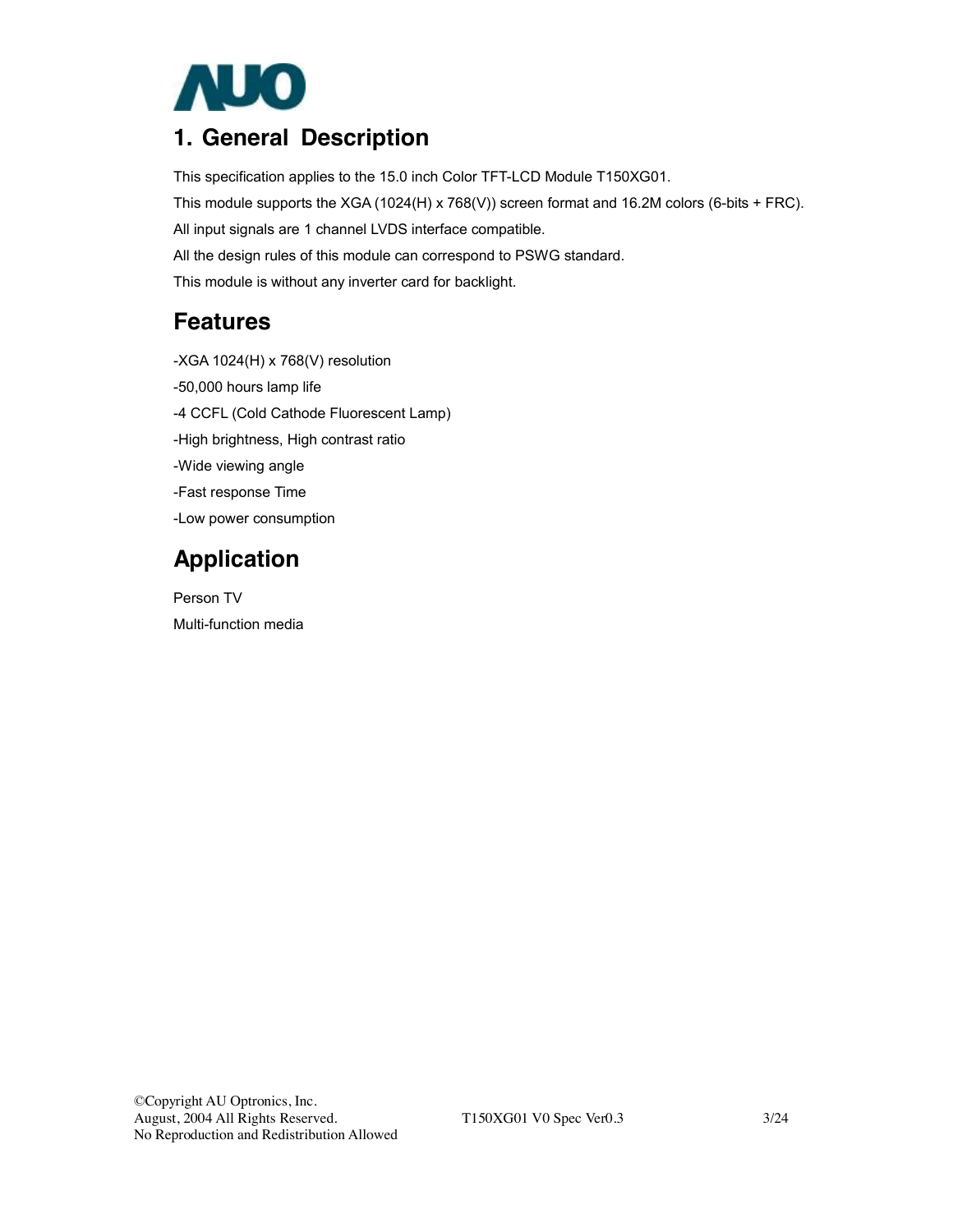# 1. General Description

This specification applies to the 15.0 inch Color TFT-LCD Module T150XG01.

This module supports the XGA (1024(H) x 768(V)) screen format and 16.2M colors (6-bits + FRC).

All input signals are 1 channel LVDS interface compatible.

All the design rules of this module can correspond to PSWG standard.

This module is without any inverter card for backlight.

## Features

-XGA 1024(H) x 768(V) resolution

-50,000 hours lamp life

-4 CCFL (Cold Cathode Fluorescent Lamp)

-High brightness, High contrast ratio

-Wide viewing angle

-Fast response Time

-Low power consumption

## Application

Person TV

Multi-function media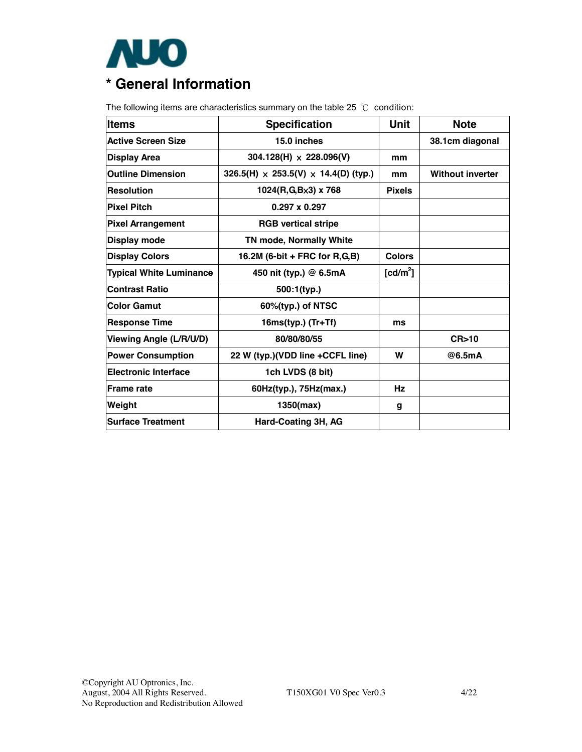# * General Information

The following items are characteristics summary on the table 25 ℃ condition:

| Items | Specification | Unit | Note |
|---|---|---|---|
| Active Screen Size | 15.0 inches | | 38.1cm diagonal |
| Display Area | 304.128(H) x 228.096(V) | mm | |
| Outline Dimension | 326.5(H) x 253.5(V) x 14.4(D) (typ.) | mm | Without inverter |
| Resolution | 1024(R,G,Bx3) x 768 | Pixels | |
| Pixel Pitch | 0.297 x 0.297 | | |
| Pixel Arrangement | RGB vertical stripe | | |
| Display mode | TN mode, Normally White | | |
| Display Colors | 16.2M (6-bit + FRC for R,G,B) | Colors | |
| Typical White Luminance | 450 nit (typ.) @ 6.5mA | [cd/m$^2$] | |
| Contrast Ratio | 500:1(typ.) | | |
| Color Gamut | 60%(typ.) of NTSC | | |
| Response Time | 16ms(typ.) (Tr+Tf) | ms | |
| Viewing Angle (L/R/U/D) | 80/80/80/55 | | CR>10 |
| Power Consumption | 22 W (typ.)(VDD line +CCFL line) | W | @6.5mA |
| Electronic Interface | 1ch LVDS (8 bit) | | |
| Frame rate | 60Hz(typ.), 75Hz(max.) | Hz | |
| Weight | 1350(max) | g | |
| Surface Treatment | Hard-Coating 3H, AG | | |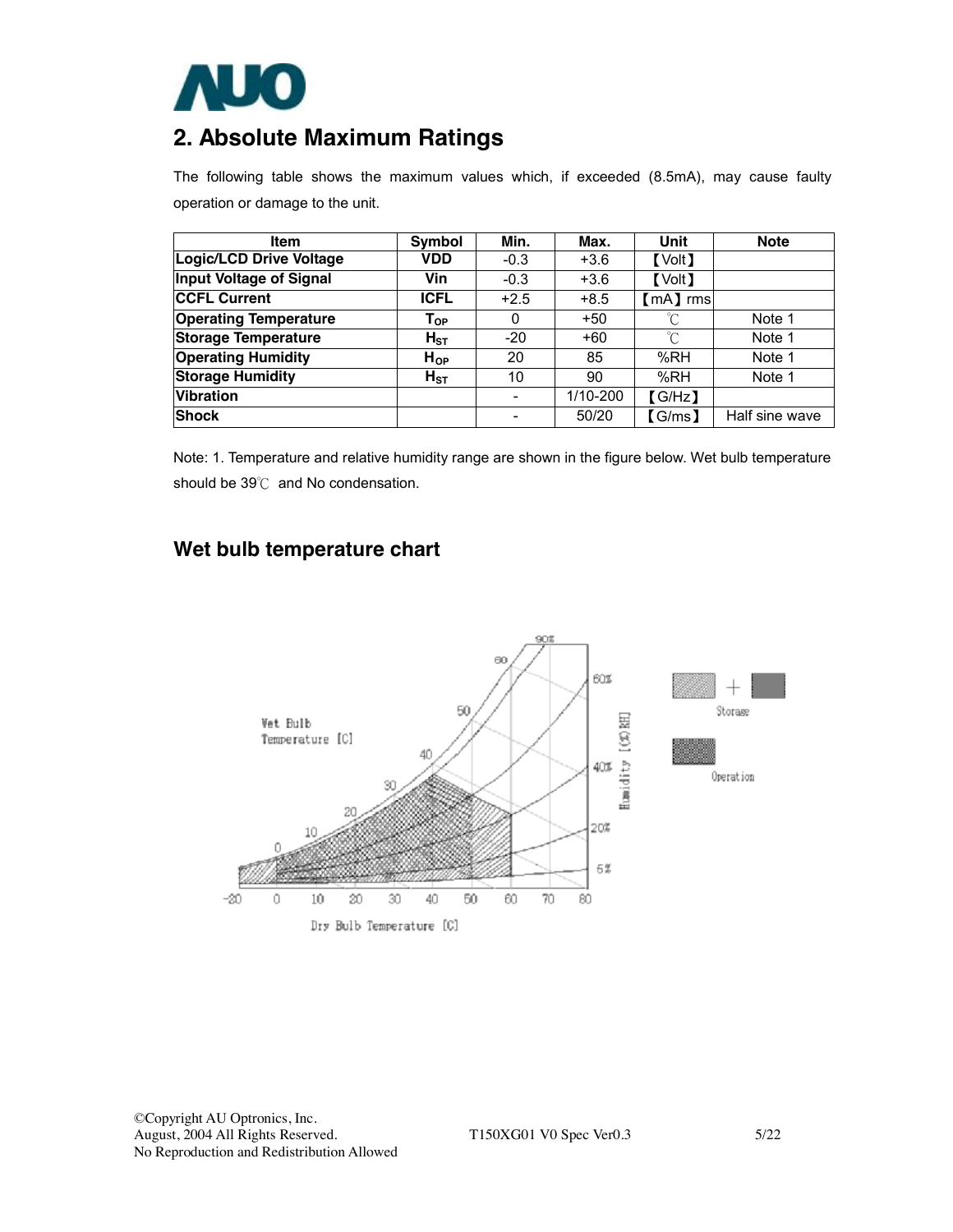## 2. Absolute Maximum Ratings

The following table shows the maximum values which, if exceeded (8.5mA), may cause faulty operation or damage to the unit.

| Item | Symbol | Min. | Max. | Unit | Note |
|---|---|---|---|---|---|
| **Logic/LCD Drive Voltage** | **VDD** | -0.3 | +3.6 | 【Volt】 | |
| **Input Voltage of Signal** | **Vin** | -0.3 | +3.6 | 【Volt】 | |
| **CCFL Current** | **ICFL** | +2.5 | +8.5 | 【mA】rms | |
| **Operating Temperature** | $T_{OP}$ | 0 | +50 | ℃ | Note 1 |
| **Storage Temperature** | $H_{ST}$ | -20 | +60 | ℃ | Note 1 |
| **Operating Humidity** | $H_{OP}$ | 20 | 85 | %RH | Note 1 |
| **Storage Humidity** | $H_{ST}$ | 10 | 90 | %RH | Note 1 |
| **Vibration** | | - | 1/10-200 | 【G/Hz】 | |
| **Shock** | | - | 50/20 | 【G/ms】 | Half sine wave |

Note: 1. Temperature and relative humidity range are shown in the figure below. Wet bulb temperature should be 39℃ and No condensation.

### Wet bulb temperature chart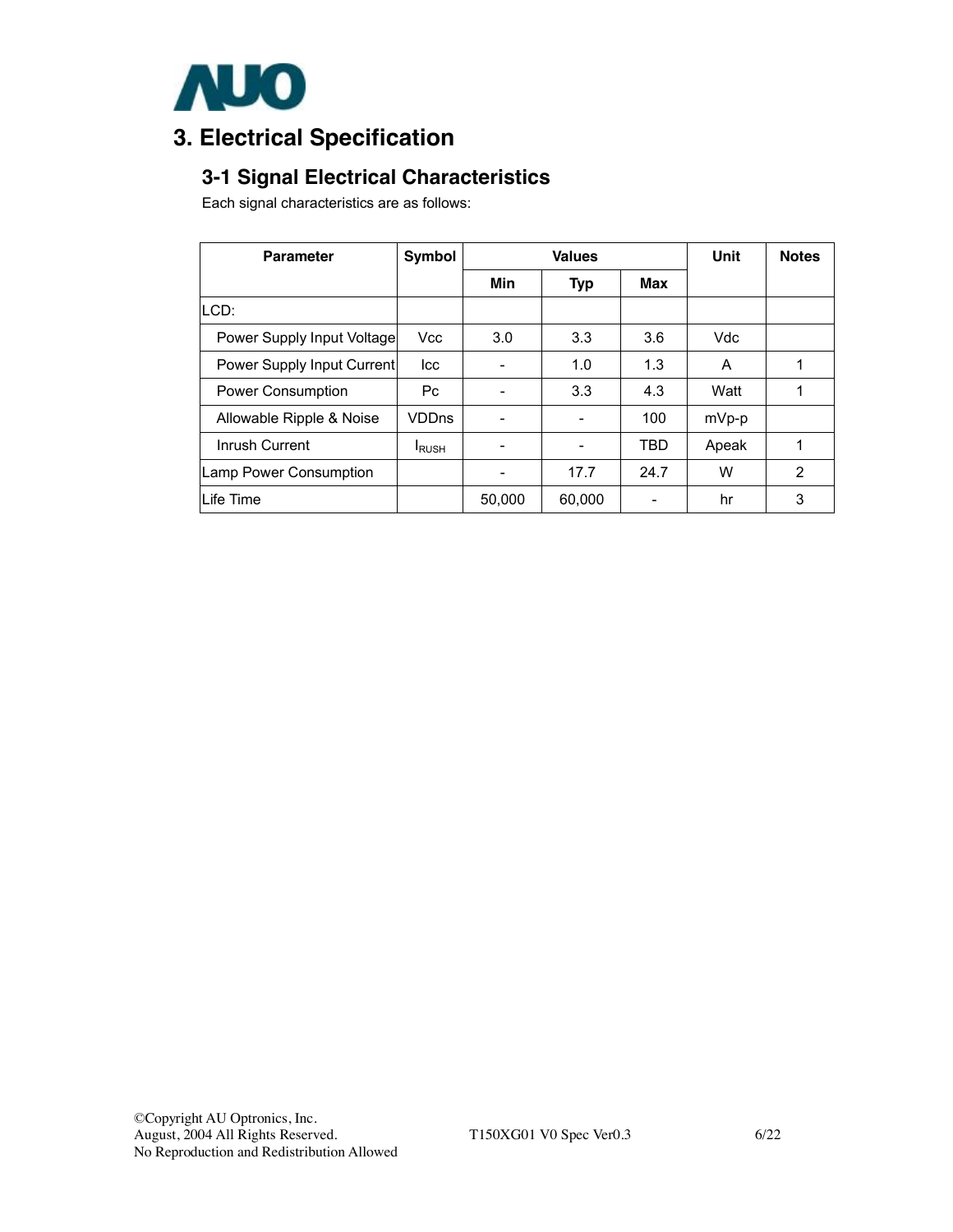# 3. Electrical Specification

## 3-1 Signal Electrical Characteristics

Each signal characteristics are as follows:

| Parameter | Symbol | Values | | | Unit | Notes |
|---|---|---|---|---|---|---|
| | | Min | Typ | Max | | |
| LCD: | | | | | | |
| Power Supply Input Voltage | Vcc | 3.0 | 3.3 | 3.6 | Vdc | |
| Power Supply Input Current | Icc | - | 1.0 | 1.3 | A | 1 |
| Power Consumption | Pc | - | 3.3 | 4.3 | Watt | 1 |
| Allowable Ripple & Noise | VDDns | - | - | 100 | mVp-p | |
| Inrush Current | $I_{RUSH}$ | - | - | TBD | Apeak | 1 |
| Lamp Power Consumption | | - | 17.7 | 24.7 | W | 2 |
| Life Time | | 50,000 | 60,000 | - | hr | 3 |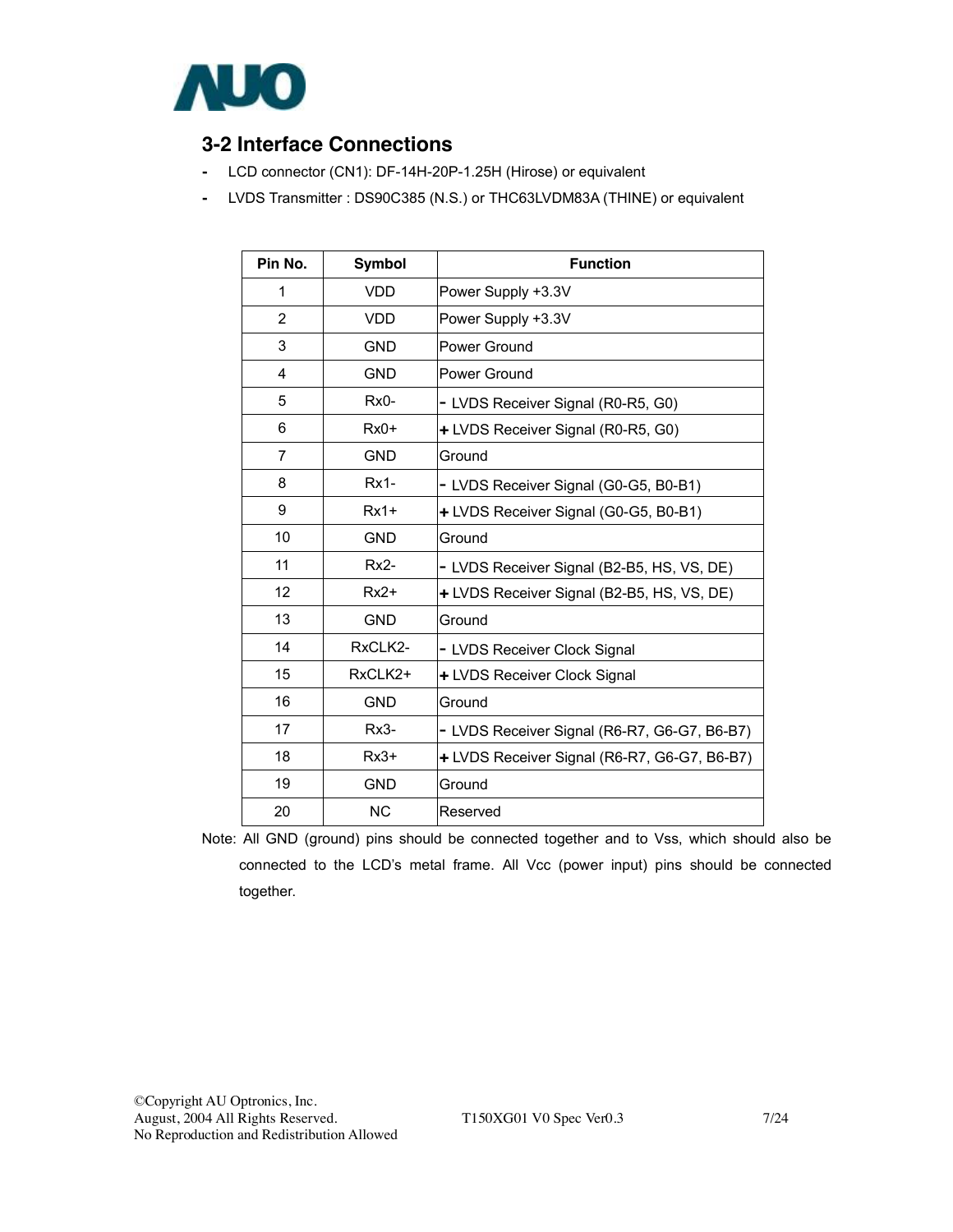## 3-2 Interface Connections

- LCD connector (CN1): DF-14H-20P-1.25H (Hirose) or equivalent
- LVDS Transmitter : DS90C385 (N.S.) or THC63LVDM83A (THINE) or equivalent

| Pin No. | Symbol | Function |
|---|---|---|
| 1 | VDD | Power Supply +3.3V |
| 2 | VDD | Power Supply +3.3V |
| 3 | GND | Power Ground |
| 4 | GND | Power Ground |
| 5 | Rx0- | - LVDS Receiver Signal (R0-R5, G0) |
| 6 | Rx0+ | + LVDS Receiver Signal (R0-R5, G0) |
| 7 | GND | Ground |
| 8 | Rx1- | - LVDS Receiver Signal (G0-G5, B0-B1) |
| 9 | Rx1+ | + LVDS Receiver Signal (G0-G5, B0-B1) |
| 10 | GND | Ground |
| 11 | Rx2- | - LVDS Receiver Signal (B2-B5, HS, VS, DE) |
| 12 | Rx2+ | + LVDS Receiver Signal (B2-B5, HS, VS, DE) |
| 13 | GND | Ground |
| 14 | RxCLK2- | - LVDS Receiver Clock Signal |
| 15 | RxCLK2+ | + LVDS Receiver Clock Signal |
| 16 | GND | Ground |
| 17 | Rx3- | - LVDS Receiver Signal (R6-R7, G6-G7, B6-B7) |
| 18 | Rx3+ | + LVDS Receiver Signal (R6-R7, G6-G7, B6-B7) |
| 19 | GND | Ground |
| 20 | NC | Reserved |

Note: All GND (ground) pins should be connected together and to Vss, which should also be connected to the LCD's metal frame. All Vcc (power input) pins should be connected together.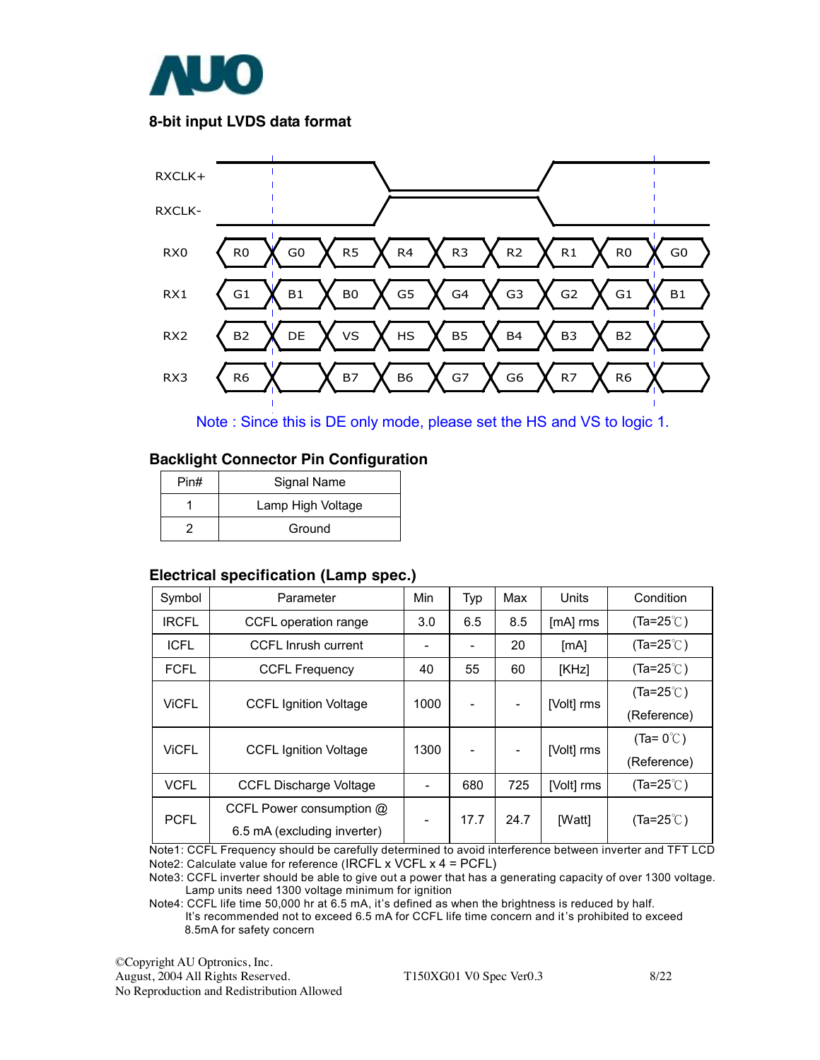## 8-bit input LVDS data format

| | | | | | | | | | |
|---|---|---|---|---|---|---|---|---|---|
| RX0 | R0 | G0 | R5 | R4 | R3 | R2 | R1 | R0 | G0 |
| RX1 | G1 | B1 | B0 | G5 | G4 | G3 | G2 | G1 | B1 |
| RX2 | B2 | DE | VS | HS | B5 | B4 | B3 | B2 | |
| RX3 | R6 | | B7 | B6 | G7 | G6 | R7 | R6 | |

Note : Since this is DE only mode, please set the HS and VS to logic 1.

## Backlight Connector Pin Configuration

| Pin# | Signal Name |
|---|---|
| 1 | Lamp High Voltage |
| 2 | Ground |

## Electrical specification (Lamp spec.)

| Symbol | Parameter | Min | Typ | Max | Units | Condition |
|---|---|---|---|---|---|---|
| IRCFL | CCFL operation range | 3.0 | 6.5 | 8.5 | [mA] rms | (Ta=25℃) |
| ICFL | CCFL Inrush current | - | - | 20 | [mA] | (Ta=25℃) |
| FCFL | CCFL Frequency | 40 | 55 | 60 | [KHz] | (Ta=25℃) |
| ViCFL | CCFL Ignition Voltage | 1000 | - | - | [Volt] rms | (Ta=25℃) (Reference) |
| ViCFL | CCFL Ignition Voltage | 1300 | - | - | [Volt] rms | (Ta= 0℃) (Reference) |
| VCFL | CCFL Discharge Voltage | - | 680 | 725 | [Volt] rms | (Ta=25℃) |
| PCFL | CCFL Power consumption @ 6.5 mA (excluding inverter) | - | 17.7 | 24.7 | [Watt] | (Ta=25℃) |

Note1: CCFL Frequency should be carefully determined to avoid interference between inverter and TFT LCD

Note2: Calculate value for reference (IRCFL x VCFL x 4 = PCFL)

Note3: CCFL inverter should be able to give out a power that has a generating capacity of over 1300 voltage. Lamp units need 1300 voltage minimum for ignition

Note4: CCFL life time 50,000 hr at 6.5 mA, it's defined as when the brightness is reduced by half. It's recommended not to exceed 6.5 mA for CCFL life time concern and it's prohibited to exceed 8.5mA for safety concern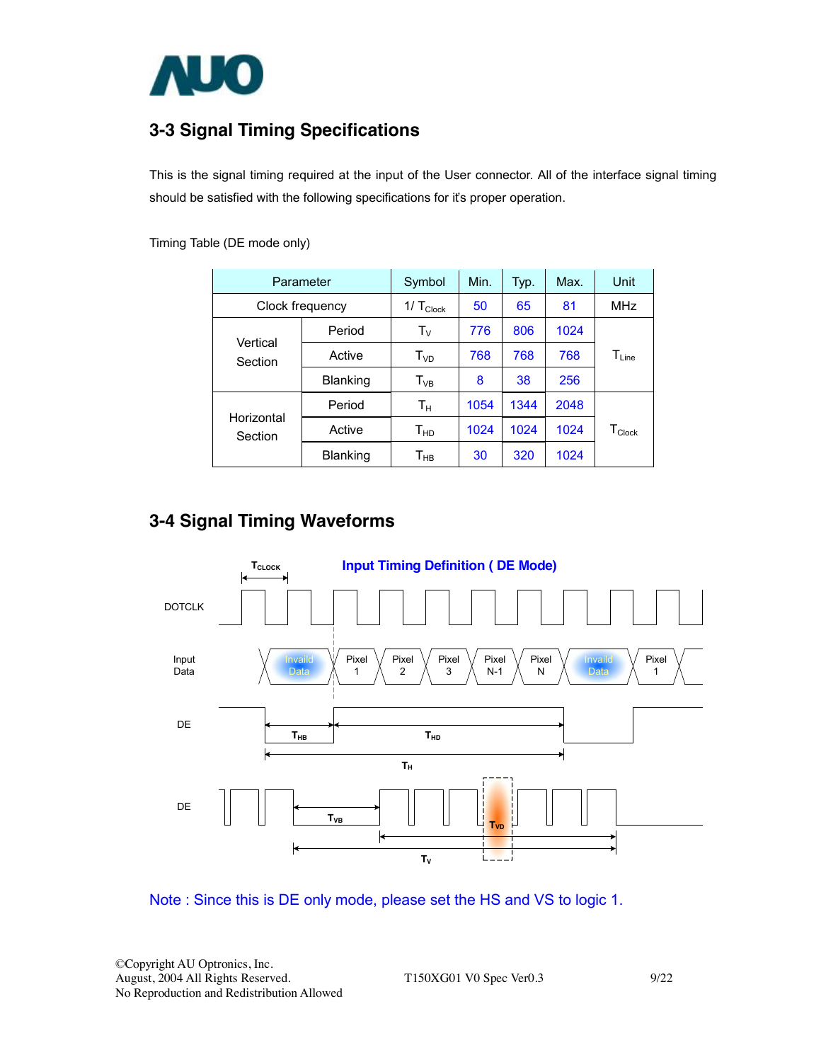## 3-3 Signal Timing Specifications

This is the signal timing required at the input of the User connector. All of the interface signal timing should be satisfied with the following specifications for it's proper operation.

Timing Table (DE mode only)

| Parameter | | Symbol | Min. | Typ. | Max. | Unit |
|---|---|---|---|---|---|---|
| Clock frequency | | $1/T_{Clock}$ | 50 | 65 | 81 | MHz |
| Vertical Section | Period | $T_V$ | 776 | 806 | 1024 | $T_{Line}$ |
| | Active | $T_{VD}$ | 768 | 768 | 768 | |
| | Blanking | $T_{VB}$ | 8 | 38 | 256 | |
| Horizontal Section | Period | $T_H$ | 1054 | 1344 | 2048 | $T_{Clock}$ |
| | Active | $T_{HD}$ | 1024 | 1024 | 1024 | |
| | Blanking | $T_{HB}$ | 30 | 320 | 1024 | |

## 3-4 Signal Timing Waveforms

**Input Timing Definition ( DE Mode)**

Note : Since this is DE only mode, please set the HS and VS to logic 1.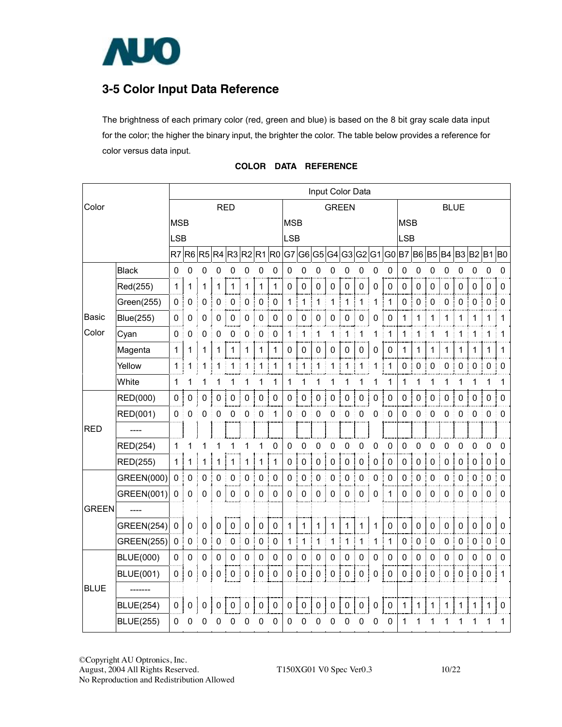## 3-5 Color Input Data Reference

The brightness of each primary color (red, green and blue) is based on the 8 bit gray scale data input for the color; the higher the binary input, the brighter the color. The table below provides a reference for color versus data input.

**COLOR DATA REFERENCE**

| Color | | Input Color Data | | | | | | | | | | | | | | | | | | | | | | | |
|---|---|---|---|---|---|---|---|---|---|---|---|---|---|---|---|---|---|---|---|---|---|---|---|---|---|
| | | RED<br>MSB LSB | | | | | | | | GREEN<br>MSB LSB | | | | | | | | BLUE<br>MSB LSB | | | | | | | |
| | | R7 | R6 | R5 | R4 | R3 | R2 | R1 | R0 | G7 | G6 | G5 | G4 | G3 | G2 | G1 | G0 | B7 | B6 | B5 | B4 | B3 | B2 | B1 | B0 |
| Basic Color | Black | 0 | 0 | 0 | 0 | 0 | 0 | 0 | 0 | 0 | 0 | 0 | 0 | 0 | 0 | 0 | 0 | 0 | 0 | 0 | 0 | 0 | 0 | 0 | 0 |
| | Red(255) | 1 | 1 | 1 | 1 | 1 | 1 | 1 | 1 | 0 | 0 | 0 | 0 | 0 | 0 | 0 | 0 | 0 | 0 | 0 | 0 | 0 | 0 | 0 | 0 |
| | Green(255) | 0 | 0 | 0 | 0 | 0 | 0 | 0 | 0 | 1 | 1 | 1 | 1 | 1 | 1 | 1 | 1 | 0 | 0 | 0 | 0 | 0 | 0 | 0 | 0 |
| | Blue(255) | 0 | 0 | 0 | 0 | 0 | 0 | 0 | 0 | 0 | 0 | 0 | 0 | 0 | 0 | 0 | 0 | 1 | 1 | 1 | 1 | 1 | 1 | 1 | 1 |
| | Cyan | 0 | 0 | 0 | 0 | 0 | 0 | 0 | 0 | 1 | 1 | 1 | 1 | 1 | 1 | 1 | 1 | 1 | 1 | 1 | 1 | 1 | 1 | 1 | 1 |
| | Magenta | 1 | 1 | 1 | 1 | 1 | 1 | 1 | 1 | 0 | 0 | 0 | 0 | 0 | 0 | 0 | 0 | 1 | 1 | 1 | 1 | 1 | 1 | 1 | 1 |
| | Yellow | 1 | 1 | 1 | 1 | 1 | 1 | 1 | 1 | 1 | 1 | 1 | 1 | 1 | 1 | 1 | 1 | 0 | 0 | 0 | 0 | 0 | 0 | 0 | 0 |
| | White | 1 | 1 | 1 | 1 | 1 | 1 | 1 | 1 | 1 | 1 | 1 | 1 | 1 | 1 | 1 | 1 | 1 | 1 | 1 | 1 | 1 | 1 | 1 | 1 |
| RED | RED(000) | 0 | 0 | 0 | 0 | 0 | 0 | 0 | 0 | 0 | 0 | 0 | 0 | 0 | 0 | 0 | 0 | 0 | 0 | 0 | 0 | 0 | 0 | 0 | 0 |
| | RED(001) | 0 | 0 | 0 | 0 | 0 | 0 | 0 | 1 | 0 | 0 | 0 | 0 | 0 | 0 | 0 | 0 | 0 | 0 | 0 | 0 | 0 | 0 | 0 | 0 |
| | ---- | | | | | | | | | | | | | | | | | | | | | | | | |
| | RED(254) | 1 | 1 | 1 | 1 | 1 | 1 | 1 | 0 | 0 | 0 | 0 | 0 | 0 | 0 | 0 | 0 | 0 | 0 | 0 | 0 | 0 | 0 | 0 | 0 |
| | RED(255) | 1 | 1 | 1 | 1 | 1 | 1 | 1 | 1 | 0 | 0 | 0 | 0 | 0 | 0 | 0 | 0 | 0 | 0 | 0 | 0 | 0 | 0 | 0 | 0 |
| GREEN | GREEN(000) | 0 | 0 | 0 | 0 | 0 | 0 | 0 | 0 | 0 | 0 | 0 | 0 | 0 | 0 | 0 | 0 | 0 | 0 | 0 | 0 | 0 | 0 | 0 | 0 |
| | GREEN(001) | 0 | 0 | 0 | 0 | 0 | 0 | 0 | 0 | 0 | 0 | 0 | 0 | 0 | 0 | 0 | 1 | 0 | 0 | 0 | 0 | 0 | 0 | 0 | 0 |
| | ---- | | | | | | | | | | | | | | | | | | | | | | | | |
| | GREEN(254) | 0 | 0 | 0 | 0 | 0 | 0 | 0 | 0 | 1 | 1 | 1 | 1 | 1 | 1 | 1 | 0 | 0 | 0 | 0 | 0 | 0 | 0 | 0 | 0 |
| | GREEN(255) | 0 | 0 | 0 | 0 | 0 | 0 | 0 | 0 | 1 | 1 | 1 | 1 | 1 | 1 | 1 | 1 | 0 | 0 | 0 | 0 | 0 | 0 | 0 | 0 |
| BLUE | BLUE(000) | 0 | 0 | 0 | 0 | 0 | 0 | 0 | 0 | 0 | 0 | 0 | 0 | 0 | 0 | 0 | 0 | 0 | 0 | 0 | 0 | 0 | 0 | 0 | 0 |
| | BLUE(001) | 0 | 0 | 0 | 0 | 0 | 0 | 0 | 0 | 0 | 0 | 0 | 0 | 0 | 0 | 0 | 0 | 0 | 0 | 0 | 0 | 0 | 0 | 0 | 1 |
| | ------- | | | | | | | | | | | | | | | | | | | | | | | | |
| | BLUE(254) | 0 | 0 | 0 | 0 | 0 | 0 | 0 | 0 | 0 | 0 | 0 | 0 | 0 | 0 | 0 | 0 | 1 | 1 | 1 | 1 | 1 | 1 | 1 | 0 |
| | BLUE(255) | 0 | 0 | 0 | 0 | 0 | 0 | 0 | 0 | 0 | 0 | 0 | 0 | 0 | 0 | 0 | 0 | 1 | 1 | 1 | 1 | 1 | 1 | 1 | 1 |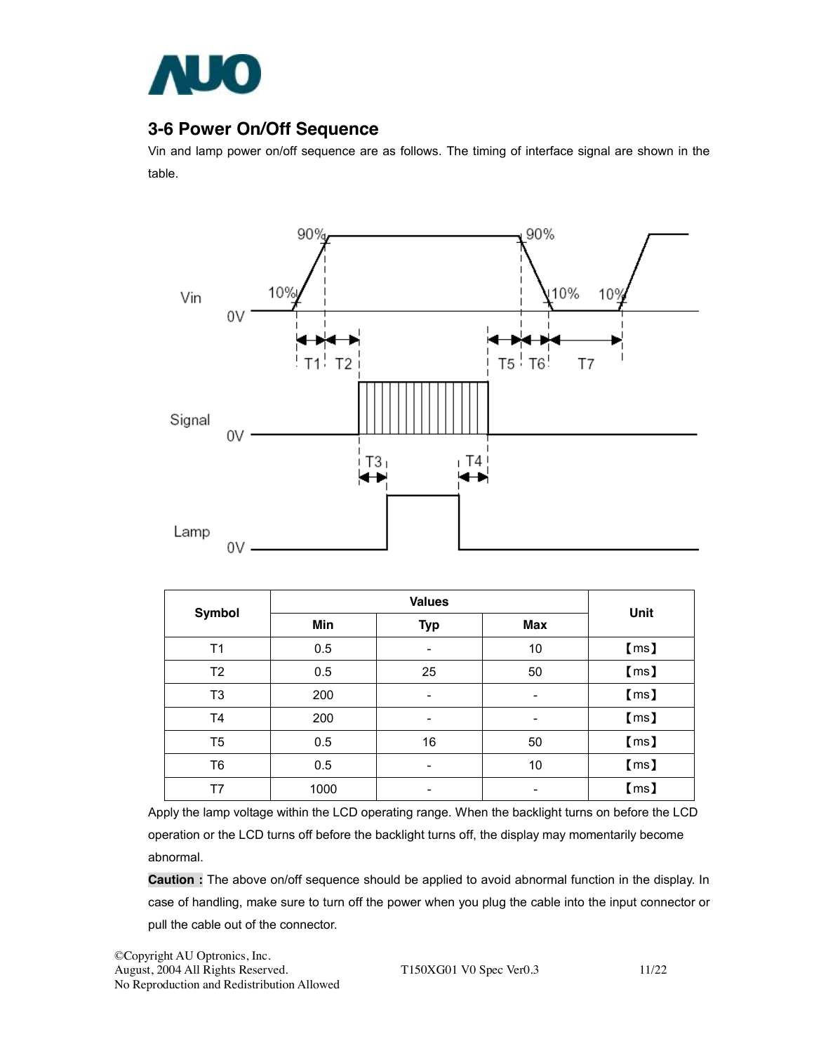## 3-6 Power On/Off Sequence

Vin and lamp power on/off sequence are as follows. The timing of interface signal are shown in the table.

| Symbol | Values | | | Unit |
|---|---|---|---|---|
| | Min | Typ | Max | |
| T1 | 0.5 | - | 10 | 【ms】 |
| T2 | 0.5 | 25 | 50 | 【ms】 |
| T3 | 200 | - | - | 【ms】 |
| T4 | 200 | - | - | 【ms】 |
| T5 | 0.5 | 16 | 50 | 【ms】 |
| T6 | 0.5 | - | 10 | 【ms】 |
| T7 | 1000 | - | - | 【ms】 |

Apply the lamp voltage within the LCD operating range. When the backlight turns on before the LCD operation or the LCD turns off before the backlight turns off, the display may momentarily become abnormal.

**Caution :** The above on/off sequence should be applied to avoid abnormal function in the display. In case of handling, make sure to turn off the power when you plug the cable into the input connector or pull the cable out of the connector.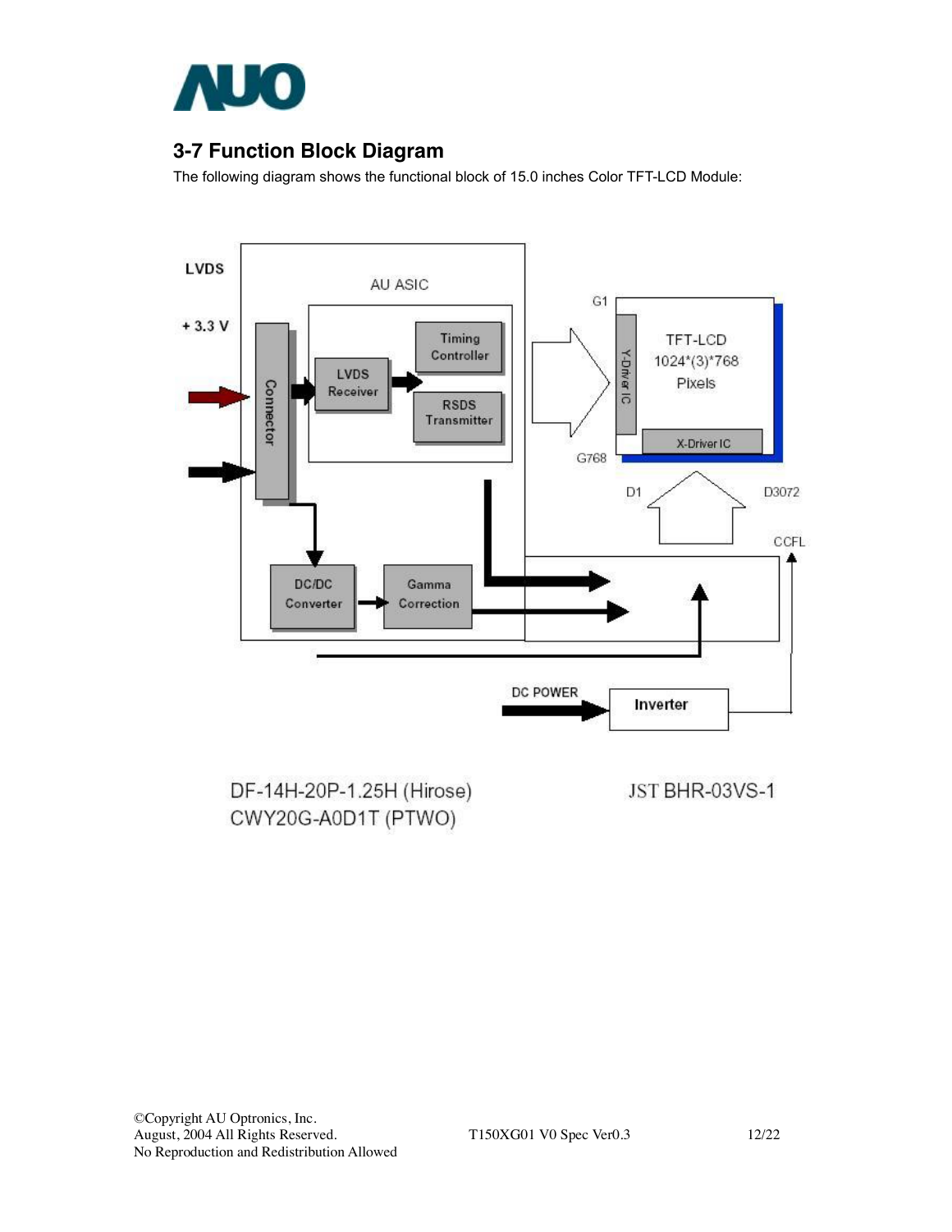## 3-7 Function Block Diagram

The following diagram shows the functional block of 15.0 inches Color TFT-LCD Module:

LVDS

+ 3.3 V

AU ASIC

Connector

LVDS Receiver

Timing Controller

RSDS Transmitter

DC/DC Converter

Gamma Correction

G1

G768

Y-Driver IC

TFT-LCD 1024*(3)*768 Pixels

X-Driver IC

D1

D3072

CCFL

DC POWER

Inverter

DF-14H-20P-1.25H (Hirose)
CWY20G-A0D1T (PTWO)

JST BHR-03VS-1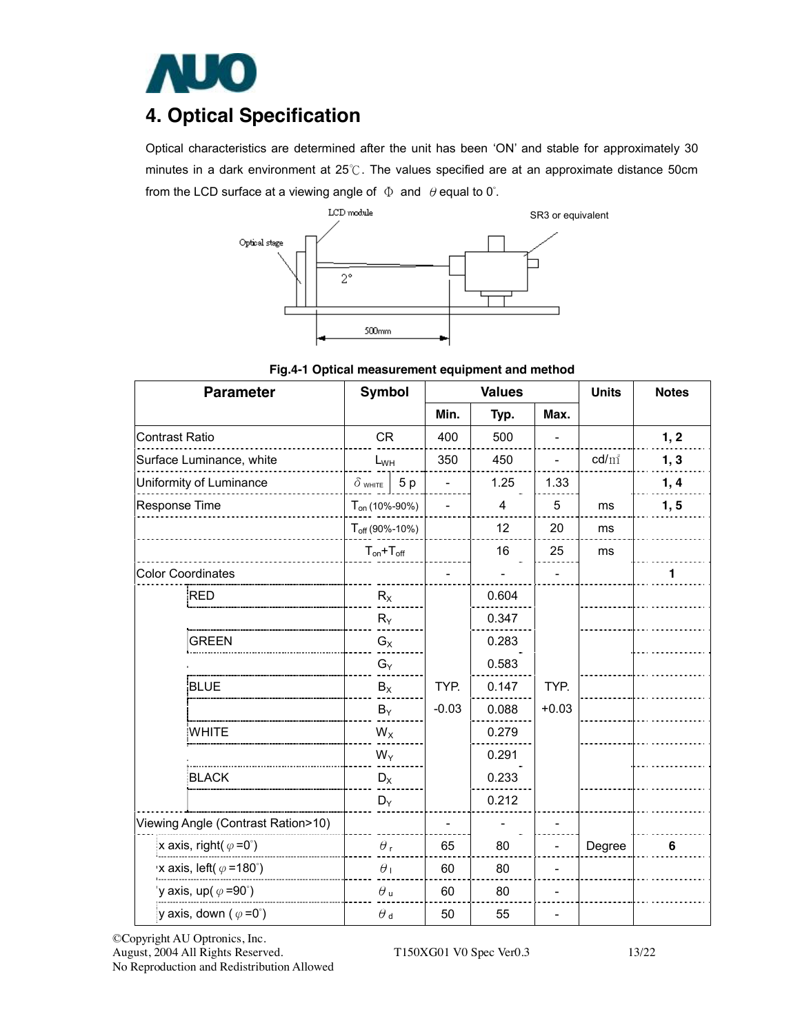# 4. Optical Specification

Optical characteristics are determined after the unit has been 'ON' and stable for approximately 30 minutes in a dark environment at 25℃. The values specified are at an approximate distance 50cm from the LCD surface at a viewing angle of Φ and θ equal to 0°.

**Fig.4-1 Optical measurement equipment and method**

| Parameter | | Symbol | Values | | | Units | Notes |
|---|---|---|---|---|---|---|---|
| | | | Min. | Typ. | Max. | | |
| Contrast Ratio | | CR | 400 | 500 | - | | **1, 2** |
| Surface Luminance, white | | $L_{WH}$ | 350 | 450 | - | cd/㎡ | **1, 3** |
| Uniformity of Luminance | | $\delta_{WHITE}$ 5 p | - | 1.25 | 1.33 | | **1, 4** |
| Response Time | | $T_{on}$ (10%-90%) | - | 4 | 5 | ms | **1, 5** |
| | | $T_{off}$ (90%-10%) | | 12 | 20 | ms | |
| | | $T_{on}+T_{off}$ | | 16 | 25 | ms | |
| Color Coordinates | | | - | - | - | | **1** |
| | RED | $R_X$ | TYP. -0.03 | 0.604 | TYP. +0.03 | | |
| | | $R_Y$ | | 0.347 | | | |
| | GREEN | $G_X$ | | 0.283 | | | |
| | | $G_Y$ | | 0.583 | | | |
| | BLUE | $B_X$ | | 0.147 | | | |
| | | $B_Y$ | | 0.088 | | | |
| | WHITE | $W_X$ | | 0.279 | | | |
| | | $W_Y$ | | 0.291 | | | |
| | BLACK | $D_X$ | | 0.233 | | | |
| | | $D_Y$ | | 0.212 | | | |
| Viewing Angle (Contrast Ration>10) | | | - | - | - | | |
| | x axis, right($\varphi$=0°) | $\theta_r$ | 65 | 80 | - | Degree | **6** |
| | x axis, left($\varphi$=180°) | $\theta_l$ | 60 | 80 | - | | |
| | y axis, up($\varphi$=90°) | $\theta_u$ | 60 | 80 | - | | |
| | y axis, down ($\varphi$=0°) | $\theta_d$ | 50 | 55 | - | | |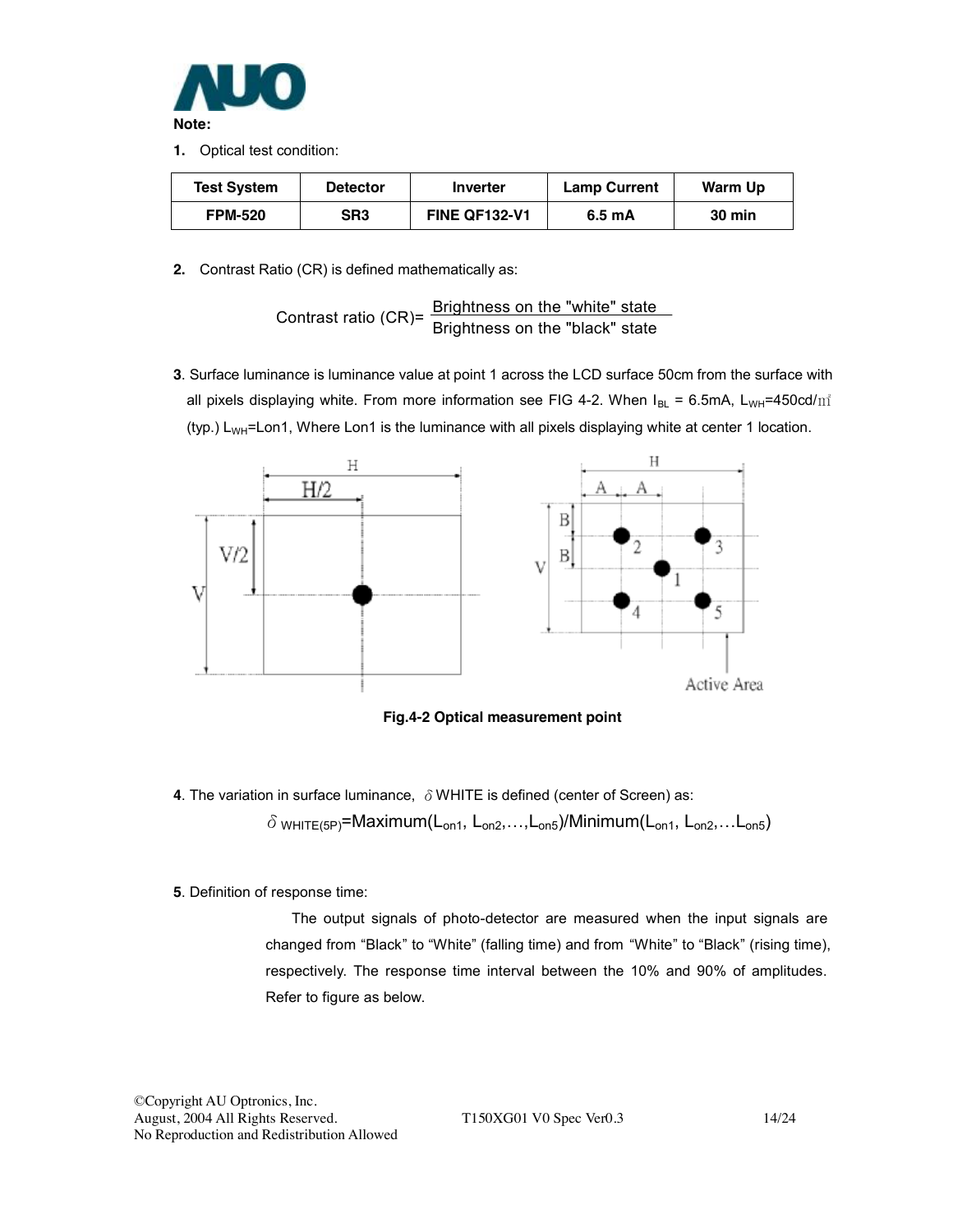**Note:**

1. Optical test condition:

| Test System | Detector | Inverter | Lamp Current | Warm Up |
|---|---|---|---|---|
| FPM-520 | SR3 | FINE QF132-V1 | 6.5 mA | 30 min |

2. Contrast Ratio (CR) is defined mathematically as:

$$\text{Contrast ratio (CR)} = \frac{\text{Brightness on the "white" state}}{\text{Brightness on the "black" state}}$$

3. Surface luminance is luminance value at point 1 across the LCD surface 50cm from the surface with all pixels displaying white. From more information see FIG 4-2. When $I_{BL}$ = 6.5mA, $L_{WH}$=450cd/m² (typ.) $L_{WH}$=Lon1, Where Lon1 is the luminance with all pixels displaying white at center 1 location.

**Fig.4-2 Optical measurement point**

4. The variation in surface luminance, δWHITE is defined (center of Screen) as:

$$\delta_{WHITE(5P)} = \text{Maximum}(L_{on1}, L_{on2}, \ldots, L_{on5}) / \text{Minimum}(L_{on1}, L_{on2}, \ldots L_{on5})$$

5. Definition of response time:

The output signals of photo-detector are measured when the input signals are changed from "Black" to "White" (falling time) and from "White" to "Black" (rising time), respectively. The response time interval between the 10% and 90% of amplitudes. Refer to figure as below.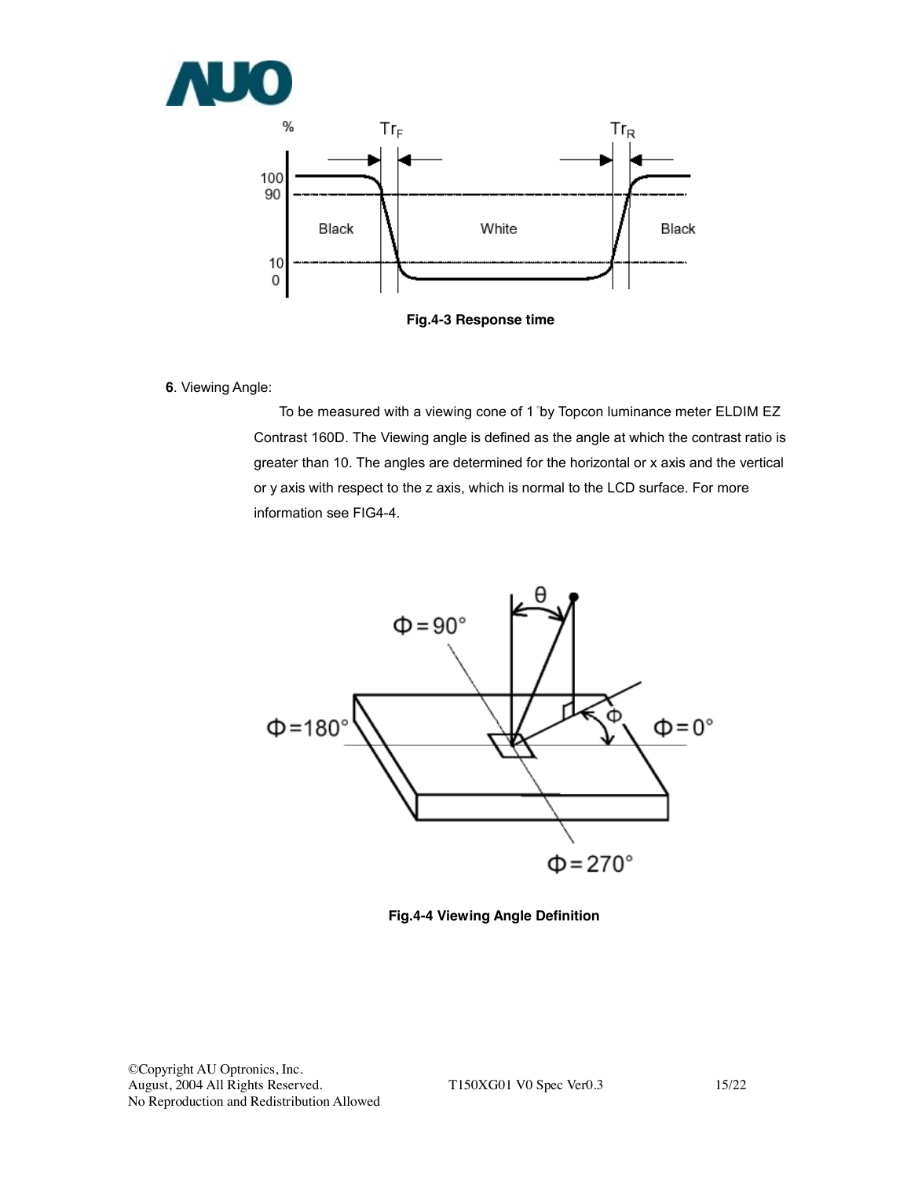Fig.4-3 Response time

**6**. Viewing Angle:

To be measured with a viewing cone of 1° by Topcon luminance meter ELDIM EZ Contrast 160D. The Viewing angle is defined as the angle at which the contrast ratio is greater than 10. The angles are determined for the horizontal or x axis and the vertical or y axis with respect to the z axis, which is normal to the LCD surface. For more information see FIG4-4.

Fig.4-4 Viewing Angle Definition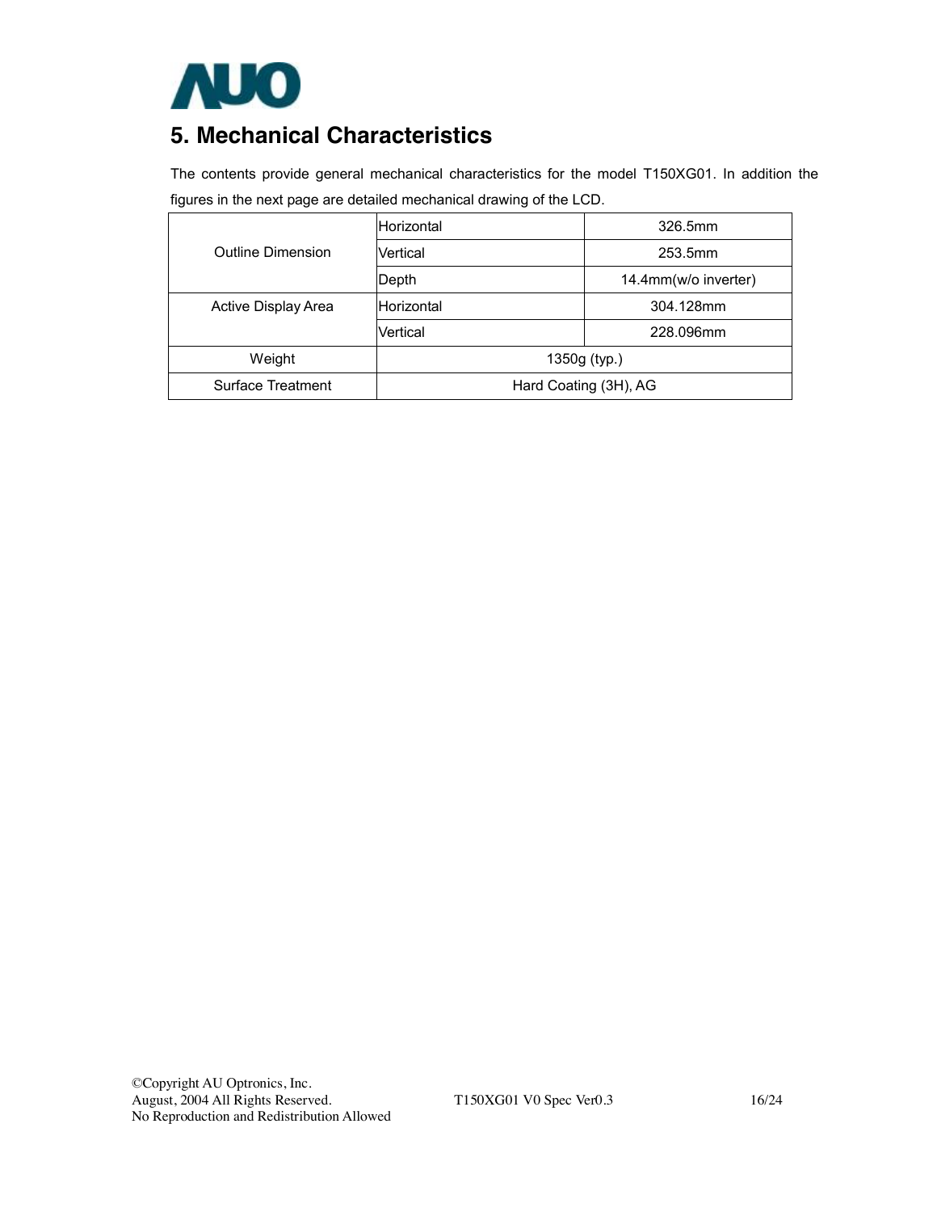## 5. Mechanical Characteristics

The contents provide general mechanical characteristics for the model T150XG01. In addition the figures in the next page are detailed mechanical drawing of the LCD.

| | | |
|---|---|---|
| Outline Dimension | Horizontal | 326.5mm |
| | Vertical | 253.5mm |
| | Depth | 14.4mm(w/o inverter) |
| Active Display Area | Horizontal | 304.128mm |
| | Vertical | 228.096mm |
| Weight | 1350g (typ.) | |
| Surface Treatment | Hard Coating (3H), AG | |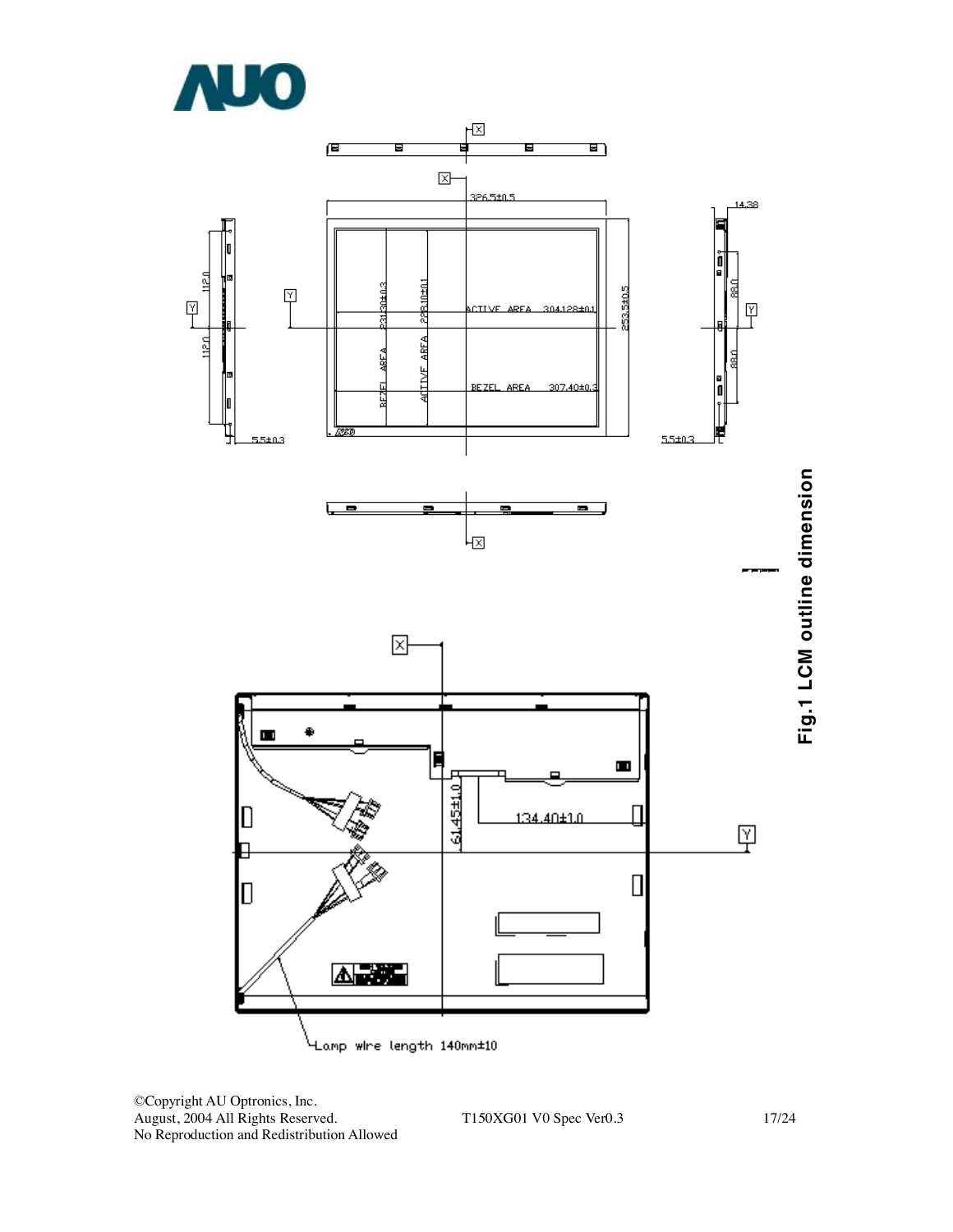Fig.1 LCM outline dimension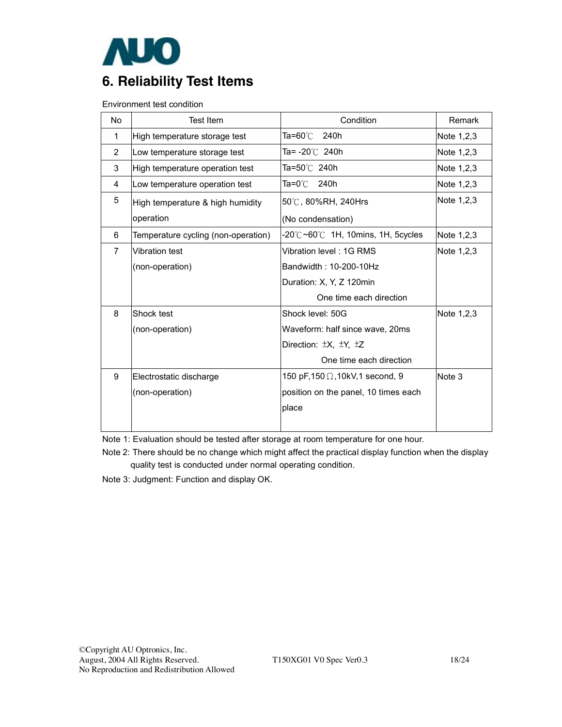# 6. Reliability Test Items

Environment test condition

| No | Test Item | Condition | Remark |
|---|---|---|---|
| 1 | High temperature storage test | Ta=60℃ 240h | Note 1,2,3 |
| 2 | Low temperature storage test | Ta= -20℃ 240h | Note 1,2,3 |
| 3 | High temperature operation test | Ta=50℃ 240h | Note 1,2,3 |
| 4 | Low temperature operation test | Ta=0℃ 240h | Note 1,2,3 |
| 5 | High temperature & high humidity operation | 50℃, 80%RH, 240Hrs (No condensation) | Note 1,2,3 |
| 6 | Temperature cycling (non-operation) | -20℃~60℃ 1H, 10mins, 1H, 5cycles | Note 1,2,3 |
| 7 | Vibration test (non-operation) | Vibration level : 1G RMS<br>Bandwidth : 10-200-10Hz<br>Duration: X, Y, Z 120min<br>One time each direction | Note 1,2,3 |
| 8 | Shock test (non-operation) | Shock level: 50G<br>Waveform: half since wave, 20ms<br>Direction: ±X, ±Y, ±Z<br>One time each direction | Note 1,2,3 |
| 9 | Electrostatic discharge (non-operation) | 150 pF,150Ω,10kV,1 second, 9 position on the panel, 10 times each place | Note 3 |

Note 1: Evaluation should be tested after storage at room temperature for one hour.

Note 2: There should be no change which might affect the practical display function when the display quality test is conducted under normal operating condition.

Note 3: Judgment: Function and display OK.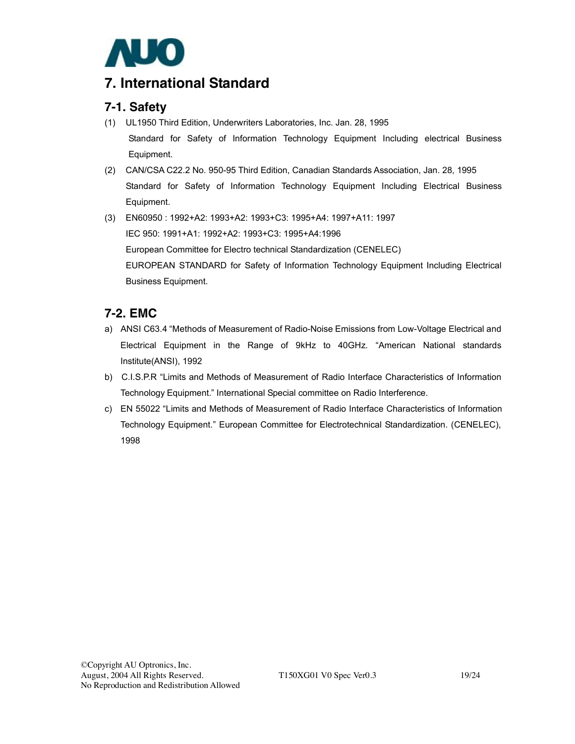# 7. International Standard

## 7-1. Safety

(1) UL1950 Third Edition, Underwriters Laboratories, Inc. Jan. 28, 1995
Standard for Safety of Information Technology Equipment Including electrical Business Equipment.

(2) CAN/CSA C22.2 No. 950-95 Third Edition, Canadian Standards Association, Jan. 28, 1995
Standard for Safety of Information Technology Equipment Including Electrical Business Equipment.

(3) EN60950 : 1992+A2: 1993+A2: 1993+C3: 1995+A4: 1997+A11: 1997
IEC 950: 1991+A1: 1992+A2: 1993+C3: 1995+A4:1996
European Committee for Electro technical Standardization (CENELEC)
EUROPEAN STANDARD for Safety of Information Technology Equipment Including Electrical Business Equipment.

## 7-2. EMC

a) ANSI C63.4 "Methods of Measurement of Radio-Noise Emissions from Low-Voltage Electrical and Electrical Equipment in the Range of 9kHz to 40GHz. "American National standards Institute(ANSI), 1992

b) C.I.S.P.R "Limits and Methods of Measurement of Radio Interface Characteristics of Information Technology Equipment." International Special committee on Radio Interference.

c) EN 55022 "Limits and Methods of Measurement of Radio Interface Characteristics of Information Technology Equipment." European Committee for Electrotechnical Standardization. (CENELEC), 1998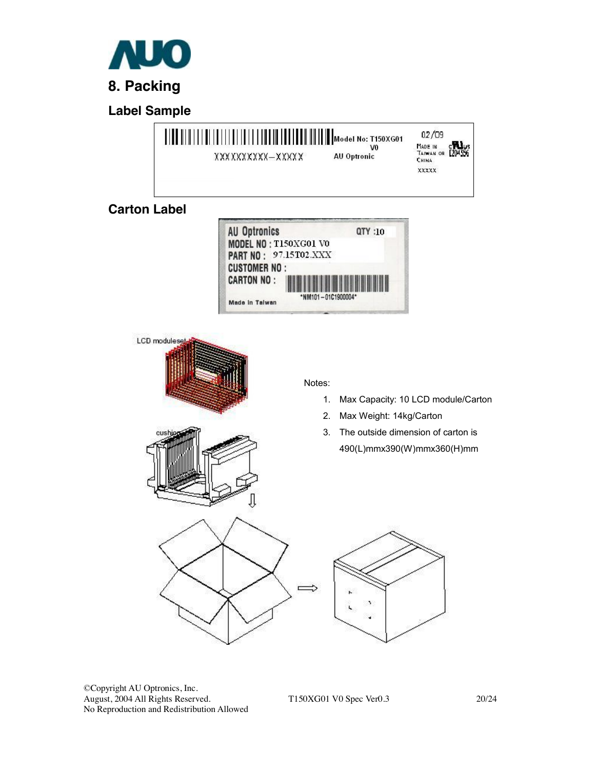# 8. Packing

## Label Sample

## Carton Label

Notes:

1. Max Capacity: 10 LCD module/Carton
2. Max Weight: 14kg/Carton
3. The outside dimension of carton is 490(L)mmx390(W)mmx360(H)mm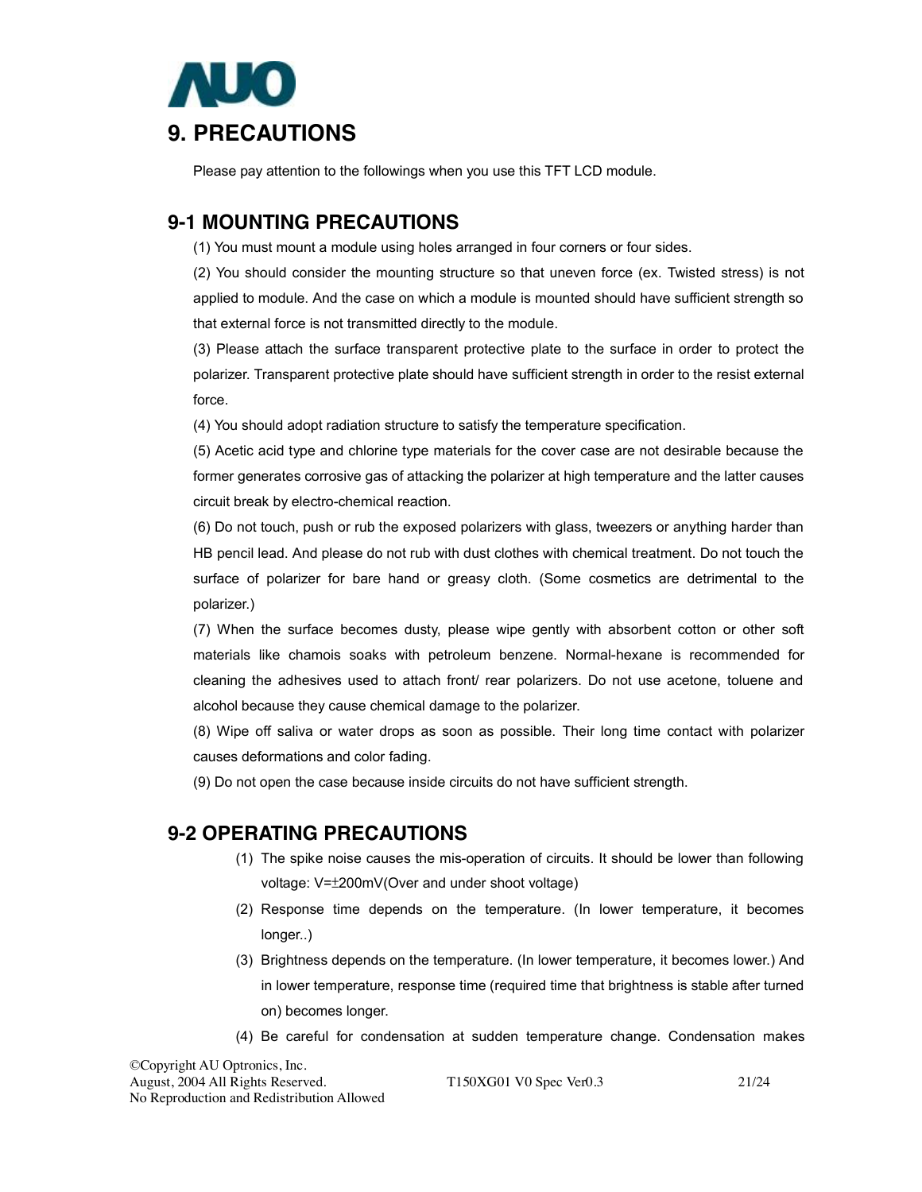# 9. PRECAUTIONS

Please pay attention to the followings when you use this TFT LCD module.

## 9-1 MOUNTING PRECAUTIONS

(1) You must mount a module using holes arranged in four corners or four sides.

(2) You should consider the mounting structure so that uneven force (ex. Twisted stress) is not applied to module. And the case on which a module is mounted should have sufficient strength so that external force is not transmitted directly to the module.

(3) Please attach the surface transparent protective plate to the surface in order to protect the polarizer. Transparent protective plate should have sufficient strength in order to the resist external force.

(4) You should adopt radiation structure to satisfy the temperature specification.

(5) Acetic acid type and chlorine type materials for the cover case are not desirable because the former generates corrosive gas of attacking the polarizer at high temperature and the latter causes circuit break by electro-chemical reaction.

(6) Do not touch, push or rub the exposed polarizers with glass, tweezers or anything harder than HB pencil lead. And please do not rub with dust clothes with chemical treatment. Do not touch the surface of polarizer for bare hand or greasy cloth. (Some cosmetics are detrimental to the polarizer.)

(7) When the surface becomes dusty, please wipe gently with absorbent cotton or other soft materials like chamois soaks with petroleum benzene. Normal-hexane is recommended for cleaning the adhesives used to attach front/ rear polarizers. Do not use acetone, toluene and alcohol because they cause chemical damage to the polarizer.

(8) Wipe off saliva or water drops as soon as possible. Their long time contact with polarizer causes deformations and color fading.

(9) Do not open the case because inside circuits do not have sufficient strength.

## 9-2 OPERATING PRECAUTIONS

1. The spike noise causes the mis-operation of circuits. It should be lower than following voltage: V=±200mV(Over and under shoot voltage)
2. Response time depends on the temperature. (In lower temperature, it becomes longer..)
3. Brightness depends on the temperature. (In lower temperature, it becomes lower.) And in lower temperature, response time (required time that brightness is stable after turned on) becomes longer.
4. Be careful for condensation at sudden temperature change. Condensation makes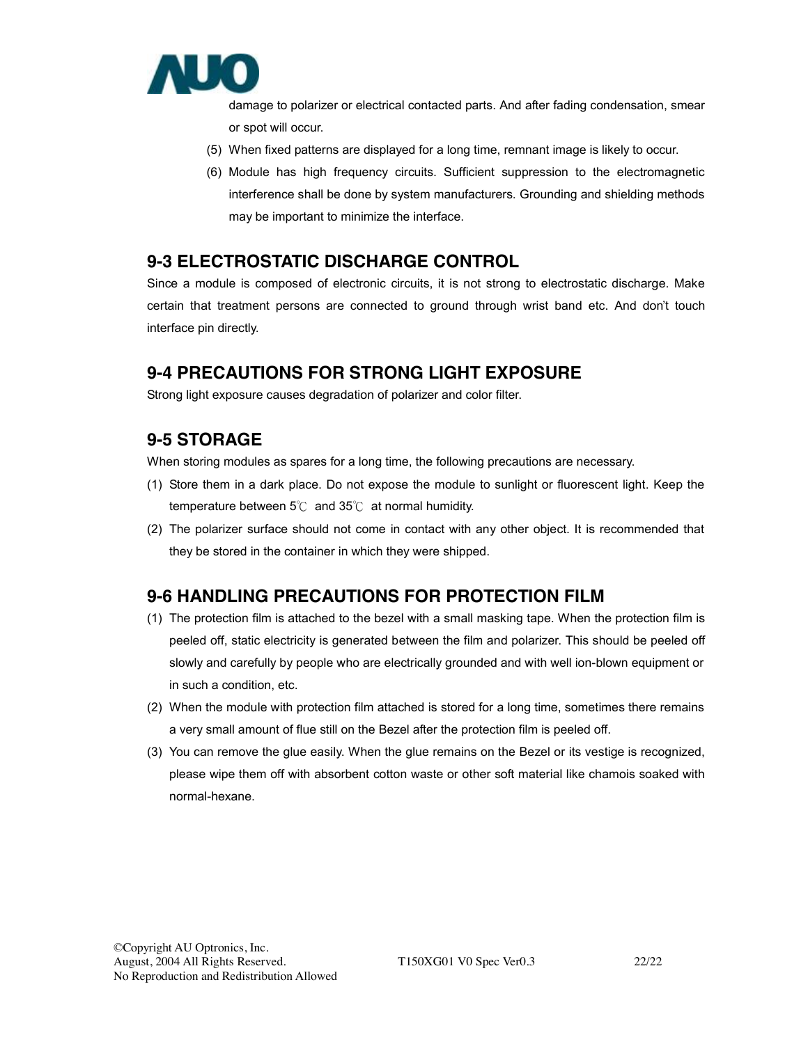damage to polarizer or electrical contacted parts. And after fading condensation, smear or spot will occur.

(5) When fixed patterns are displayed for a long time, remnant image is likely to occur.

(6) Module has high frequency circuits. Sufficient suppression to the electromagnetic interference shall be done by system manufacturers. Grounding and shielding methods may be important to minimize the interface.

## 9-3 ELECTROSTATIC DISCHARGE CONTROL

Since a module is composed of electronic circuits, it is not strong to electrostatic discharge. Make certain that treatment persons are connected to ground through wrist band etc. And don't touch interface pin directly.

## 9-4 PRECAUTIONS FOR STRONG LIGHT EXPOSURE

Strong light exposure causes degradation of polarizer and color filter.

## 9-5 STORAGE

When storing modules as spares for a long time, the following precautions are necessary.

(1) Store them in a dark place. Do not expose the module to sunlight or fluorescent light. Keep the temperature between 5℃ and 35℃ at normal humidity.

(2) The polarizer surface should not come in contact with any other object. It is recommended that they be stored in the container in which they were shipped.

## 9-6 HANDLING PRECAUTIONS FOR PROTECTION FILM

(1) The protection film is attached to the bezel with a small masking tape. When the protection film is peeled off, static electricity is generated between the film and polarizer. This should be peeled off slowly and carefully by people who are electrically grounded and with well ion-blown equipment or in such a condition, etc.

(2) When the module with protection film attached is stored for a long time, sometimes there remains a very small amount of flue still on the Bezel after the protection film is peeled off.

(3) You can remove the glue easily. When the glue remains on the Bezel or its vestige is recognized, please wipe them off with absorbent cotton waste or other soft material like chamois soaked with normal-hexane.